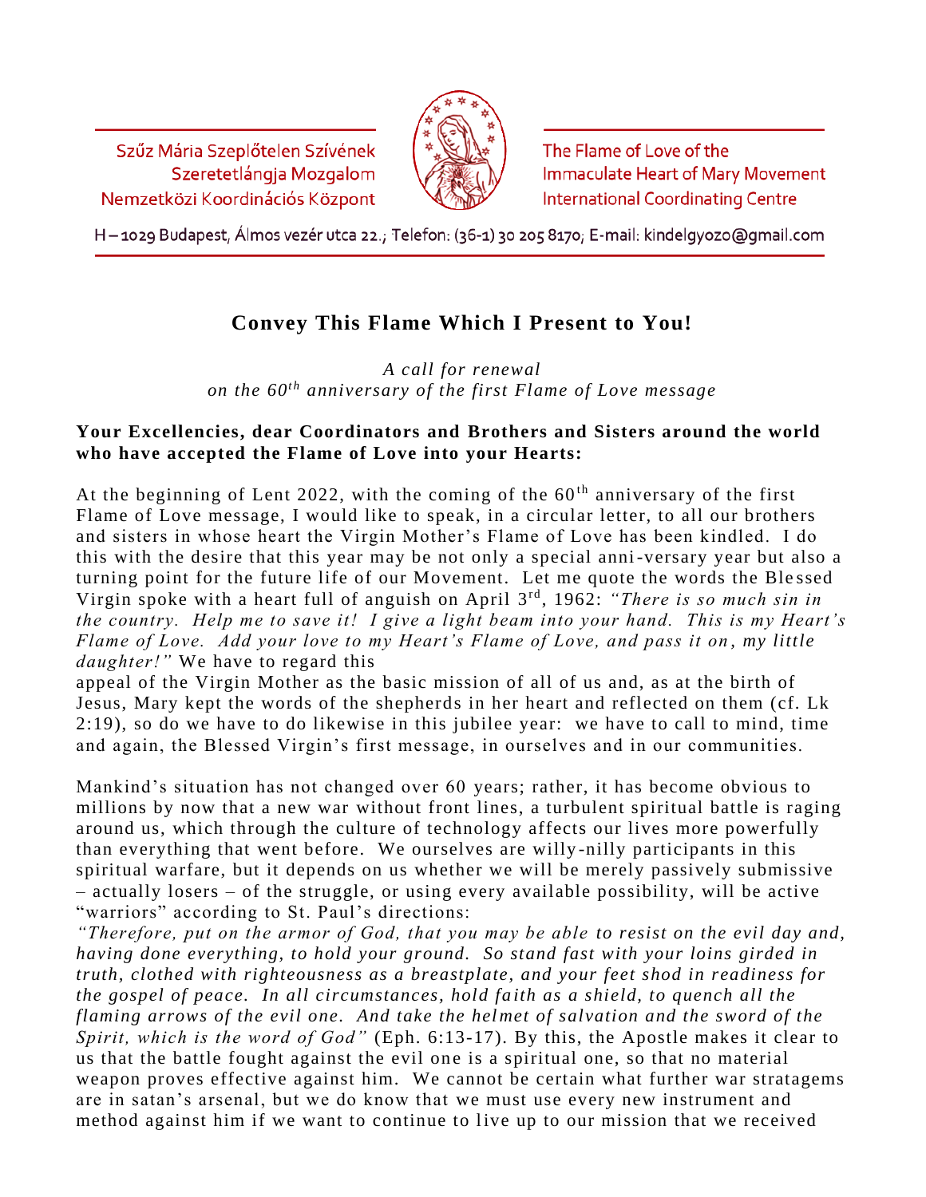Szűz Mária Szeplőtelen Szívének Szeretetlángja Mozgalom Nemzetközi Koordinációs Központ

The Flame of Love of the Immaculate Heart of Mary Movement International Coordinating Centre

H – 1029 Budapest, Álmos vezér utca 22.; Telefon: (36-1) 30 205 8170; E-mail: kindelgyozo@gmail.com

# Convey This Flame Which I Present to You!

*A call for renewal*
*on the 60th anniversary of the first Flame of Love message*

**Your Excellencies, dear Coordinators and Brothers and Sisters around the world who have accepted the Flame of Love into your Hearts:**

At the beginning of Lent 2022, with the coming of the 60th anniversary of the first Flame of Love message, I would like to speak, in a circular letter, to all our brothers and sisters in whose heart the Virgin Mother's Flame of Love has been kindled. I do this with the desire that this year may be not only a special anni-versary year but also a turning point for the future life of our Movement. Let me quote the words the Blessed Virgin spoke with a heart full of anguish on April 3rd, 1962: *"There is so much sin in the country. Help me to save it! I give a light beam into your hand. This is my Heart's Flame of Love. Add your love to my Heart's Flame of Love, and pass it on, my little daughter!"* We have to regard this appeal of the Virgin Mother as the basic mission of all of us and, as at the birth of Jesus, Mary kept the words of the shepherds in her heart and reflected on them (cf. Lk 2:19), so do we have to do likewise in this jubilee year: we have to call to mind, time and again, the Blessed Virgin's first message, in ourselves and in our communities.

Mankind's situation has not changed over 60 years; rather, it has become obvious to millions by now that a new war without front lines, a turbulent spiritual battle is raging around us, which through the culture of technology affects our lives more powerfully than everything that went before. We ourselves are willy-nilly participants in this spiritual warfare, but it depends on us whether we will be merely passively submissive – actually losers – of the struggle, or using every available possibility, will be active "warriors" according to St. Paul's directions:
*"Therefore, put on the armor of God, that you may be able to resist on the evil day and, having done everything, to hold your ground. So stand fast with your loins girded in truth, clothed with righteousness as a breastplate, and your feet shod in readiness for the gospel of peace. In all circumstances, hold faith as a shield, to quench all the flaming arrows of the evil one. And take the helmet of salvation and the sword of the Spirit, which is the word of God"* (Eph. 6:13-17). By this, the Apostle makes it clear to us that the battle fought against the evil one is a spiritual one, so that no material weapon proves effective against him. We cannot be certain what further war stratagems are in satan's arsenal, but we do know that we must use every new instrument and method against him if we want to continue to live up to our mission that we received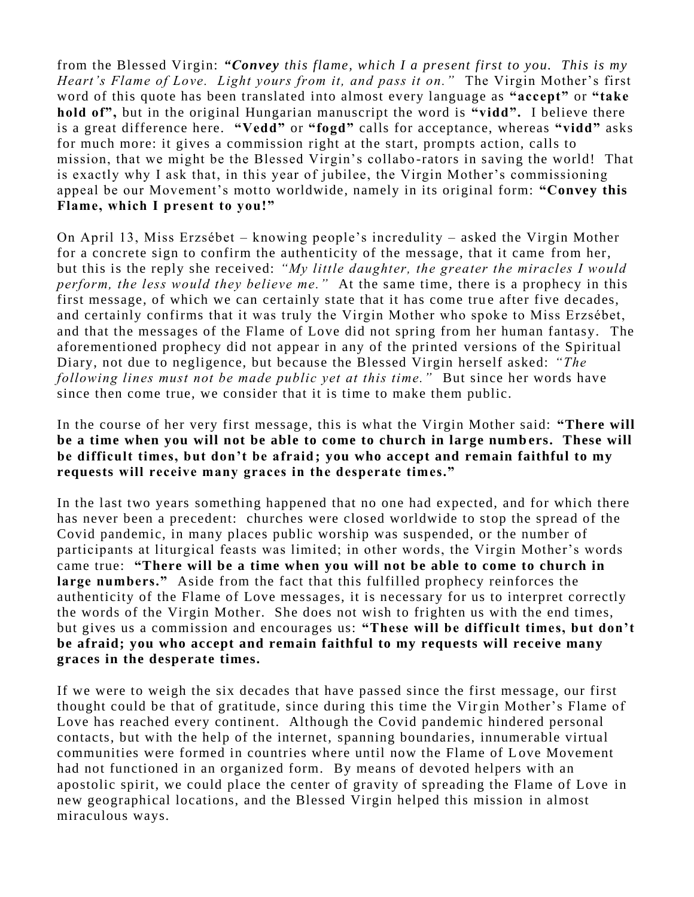from the Blessed Virgin: ***"Convey** this flame, which I a present first to you. This is my Heart's Flame of Love. Light yours from it, and pass it on."* The Virgin Mother's first word of this quote has been translated into almost every language as **"accept"** or **"take hold of",** but in the original Hungarian manuscript the word is **"vidd".** I believe there is a great difference here. **"Vedd"** or **"fogd"** calls for acceptance, whereas **"vidd"** asks for much more: it gives a commission right at the start, prompts action, calls to mission, that we might be the Blessed Virgin's collabo-rators in saving the world! That is exactly why I ask that, in this year of jubilee, the Virgin Mother's commissioning appeal be our Movement's motto worldwide, namely in its original form: **"Convey this Flame, which I present to you!"**

On April 13, Miss Erzsébet – knowing people's incredulity – asked the Virgin Mother for a concrete sign to confirm the authenticity of the message, that it came from her, but this is the reply she received: *"My little daughter, the greater the miracles I would perform, the less would they believe me."* At the same time, there is a prophecy in this first message, of which we can certainly state that it has come true after five decades, and certainly confirms that it was truly the Virgin Mother who spoke to Miss Erzsébet, and that the messages of the Flame of Love did not spring from her human fantasy. The aforementioned prophecy did not appear in any of the printed versions of the Spiritual Diary, not due to negligence, but because the Blessed Virgin herself asked: *"The following lines must not be made public yet at this time."* But since her words have since then come true, we consider that it is time to make them public.

In the course of her very first message, this is what the Virgin Mother said: **"There will be a time when you will not be able to come to church in large numbers. These will be difficult times, but don't be afraid; you who accept and remain faithful to my requests will receive many graces in the desperate times."**

In the last two years something happened that no one had expected, and for which there has never been a precedent: churches were closed worldwide to stop the spread of the Covid pandemic, in many places public worship was suspended, or the number of participants at liturgical feasts was limited; in other words, the Virgin Mother's words came true: **"There will be a time when you will not be able to come to church in large numbers."** Aside from the fact that this fulfilled prophecy reinforces the authenticity of the Flame of Love messages, it is necessary for us to interpret correctly the words of the Virgin Mother. She does not wish to frighten us with the end times, but gives us a commission and encourages us: **"These will be difficult times, but don't be afraid; you who accept and remain faithful to my requests will receive many graces in the desperate times.**

If we were to weigh the six decades that have passed since the first message, our first thought could be that of gratitude, since during this time the Virgin Mother's Flame of Love has reached every continent. Although the Covid pandemic hindered personal contacts, but with the help of the internet, spanning boundaries, innumerable virtual communities were formed in countries where until now the Flame of Love Movement had not functioned in an organized form. By means of devoted helpers with an apostolic spirit, we could place the center of gravity of spreading the Flame of Love in new geographical locations, and the Blessed Virgin helped this mission in almost miraculous ways.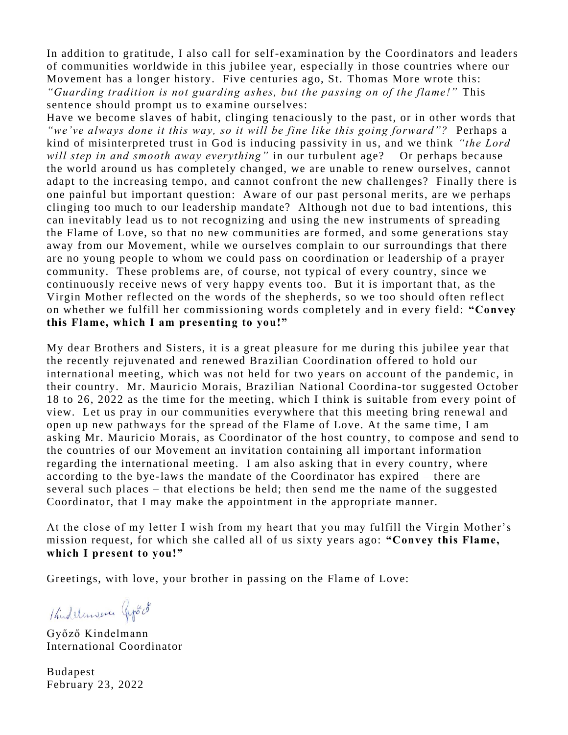In addition to gratitude, I also call for self-examination by the Coordinators and leaders of communities worldwide in this jubilee year, especially in those countries where our Movement has a longer history. Five centuries ago, St. Thomas More wrote this: *"Guarding tradition is not guarding ashes, but the passing on of the flame!"* This sentence should prompt us to examine ourselves:
Have we become slaves of habit, clinging tenaciously to the past, or in other words that *"we've always done it this way, so it will be fine like this going forward"?* Perhaps a kind of misinterpreted trust in God is inducing passivity in us, and we think *"the Lord will step in and smooth away everything"* in our turbulent age? Or perhaps because the world around us has completely changed, we are unable to renew ourselves, cannot adapt to the increasing tempo, and cannot confront the new challenges? Finally there is one painful but important question: Aware of our past personal merits, are we perhaps clinging too much to our leadership mandate? Although not due to bad intentions, this can inevitably lead us to not recognizing and using the new instruments of spreading the Flame of Love, so that no new communities are formed, and some generations stay away from our Movement, while we ourselves complain to our surroundings that there are no young people to whom we could pass on coordination or leadership of a prayer community. These problems are, of course, not typical of every country, since we continuously receive news of very happy events too. But it is important that, as the Virgin Mother reflected on the words of the shepherds, so we too should often reflect on whether we fulfill her commissioning words completely and in every field: **"Convey this Flame, which I am presenting to you!"**

My dear Brothers and Sisters, it is a great pleasure for me during this jubilee year that the recently rejuvenated and renewed Brazilian Coordination offered to hold our international meeting, which was not held for two years on account of the pandemic, in their country. Mr. Mauricio Morais, Brazilian National Coordina-tor suggested October 18 to 26, 2022 as the time for the meeting, which I think is suitable from every point of view. Let us pray in our communities everywhere that this meeting bring renewal and open up new pathways for the spread of the Flame of Love. At the same time, I am asking Mr. Mauricio Morais, as Coordinator of the host country, to compose and send to the countries of our Movement an invitation containing all important information regarding the international meeting. I am also asking that in every country, where according to the bye-laws the mandate of the Coordinator has expired – there are several such places – that elections be held; then send me the name of the suggested Coordinator, that I may make the appointment in the appropriate manner.

At the close of my letter I wish from my heart that you may fulfill the Virgin Mother's mission request, for which she called all of us sixty years ago: **"Convey this Flame, which I present to you!"**

Greetings, with love, your brother in passing on the Flame of Love:

Kindelmann Győző

Győző Kindelmann
International Coordinator

Budapest
February 23, 2022